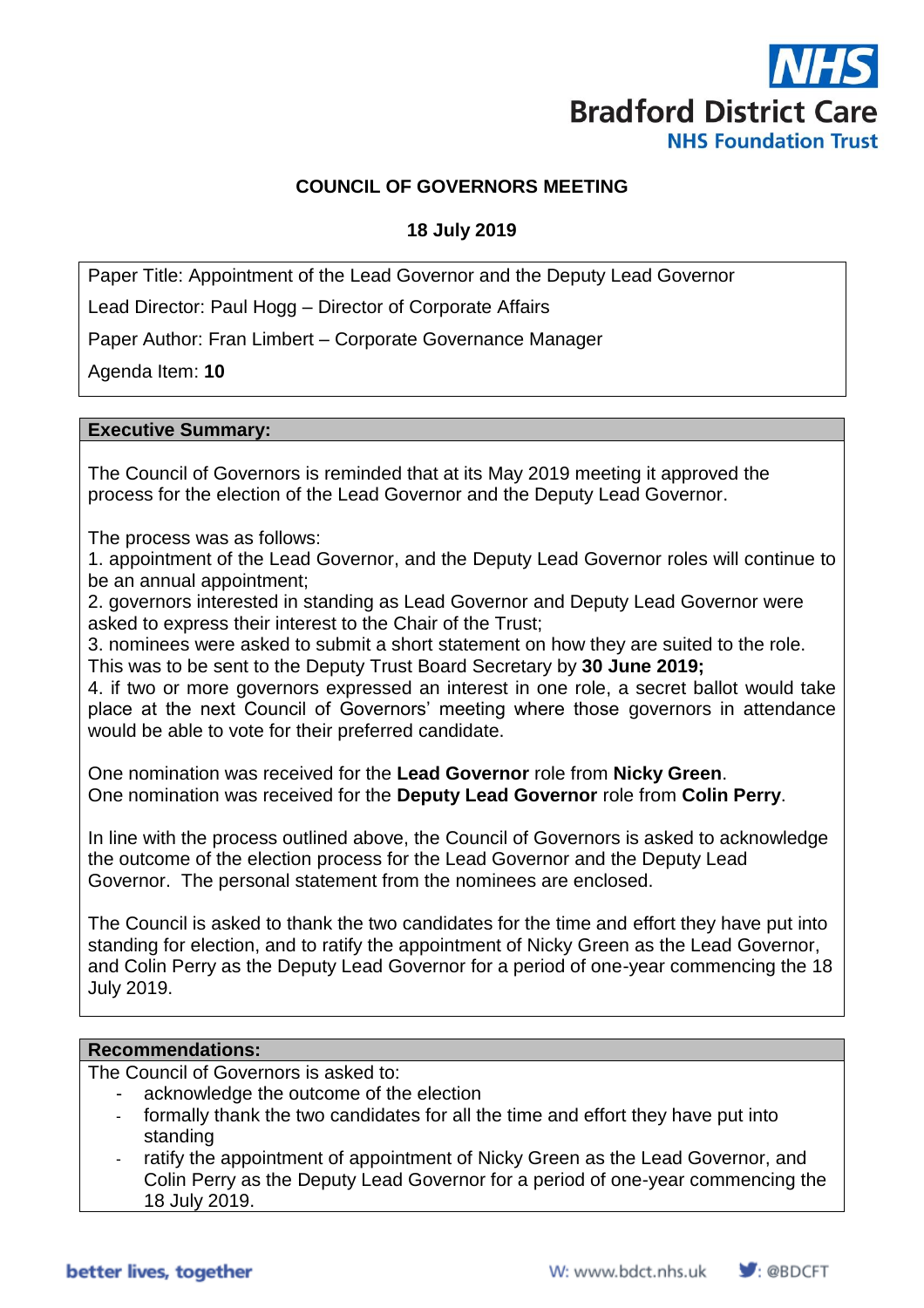# COUNCIL OF GOVERNORS MEETING

**18 July 2019**

Paper Title: Appointment of the Lead Governor and the Deputy Lead Governor

Lead Director: Paul Hogg – Director of Corporate Affairs

Paper Author: Fran Limbert – Corporate Governance Manager

Agenda Item: **10**

## Executive Summary:

The Council of Governors is reminded that at its May 2019 meeting it approved the process for the election of the Lead Governor and the Deputy Lead Governor.

The process was as follows:

1. appointment of the Lead Governor, and the Deputy Lead Governor roles will continue to be an annual appointment;
2. governors interested in standing as Lead Governor and Deputy Lead Governor were asked to express their interest to the Chair of the Trust;
3. nominees were asked to submit a short statement on how they are suited to the role. This was to be sent to the Deputy Trust Board Secretary by **30 June 2019;**
4. if two or more governors expressed an interest in one role, a secret ballot would take place at the next Council of Governors' meeting where those governors in attendance would be able to vote for their preferred candidate.

One nomination was received for the **Lead Governor** role from **Nicky Green**.
One nomination was received for the **Deputy Lead Governor** role from **Colin Perry**.

In line with the process outlined above, the Council of Governors is asked to acknowledge the outcome of the election process for the Lead Governor and the Deputy Lead Governor. The personal statement from the nominees are enclosed.

The Council is asked to thank the two candidates for the time and effort they have put into standing for election, and to ratify the appointment of Nicky Green as the Lead Governor, and Colin Perry as the Deputy Lead Governor for a period of one-year commencing the 18 July 2019.

## Recommendations:

The Council of Governors is asked to:

- acknowledge the outcome of the election
- formally thank the two candidates for all the time and effort they have put into standing
- ratify the appointment of appointment of Nicky Green as the Lead Governor, and Colin Perry as the Deputy Lead Governor for a period of one-year commencing the 18 July 2019.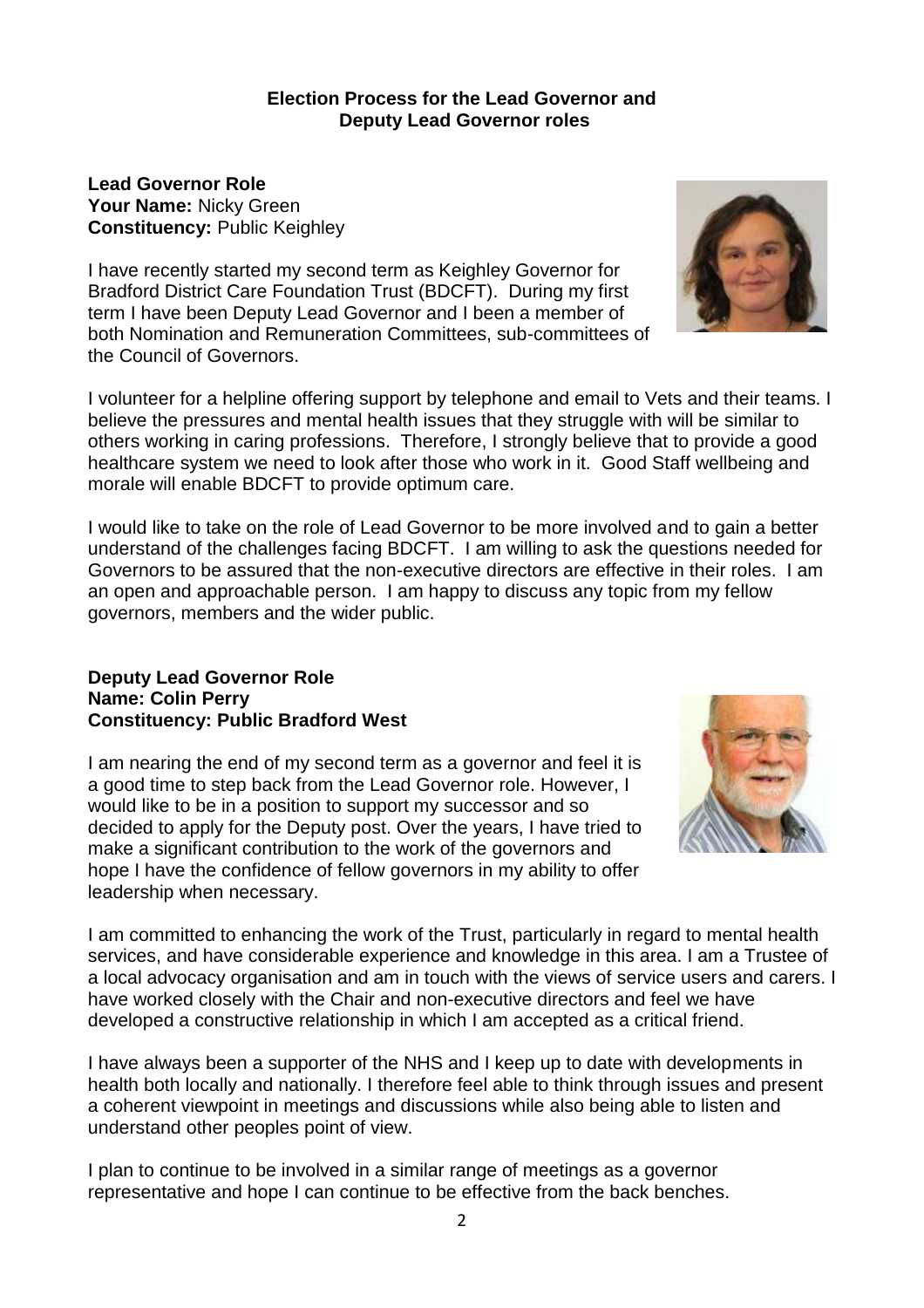**Election Process for the Lead Governor and Deputy Lead Governor roles**

**Lead Governor Role**
**Your Name:** Nicky Green
**Constituency:** Public Keighley

I have recently started my second term as Keighley Governor for Bradford District Care Foundation Trust (BDCFT). During my first term I have been Deputy Lead Governor and I been a member of both Nomination and Remuneration Committees, sub-committees of the Council of Governors.

I volunteer for a helpline offering support by telephone and email to Vets and their teams. I believe the pressures and mental health issues that they struggle with will be similar to others working in caring professions. Therefore, I strongly believe that to provide a good healthcare system we need to look after those who work in it. Good Staff wellbeing and morale will enable BDCFT to provide optimum care.

I would like to take on the role of Lead Governor to be more involved and to gain a better understand of the challenges facing BDCFT. I am willing to ask the questions needed for Governors to be assured that the non-executive directors are effective in their roles. I am an open and approachable person. I am happy to discuss any topic from my fellow governors, members and the wider public.

**Deputy Lead Governor Role**
**Name: Colin Perry**
**Constituency: Public Bradford West**

I am nearing the end of my second term as a governor and feel it is a good time to step back from the Lead Governor role. However, I would like to be in a position to support my successor and so decided to apply for the Deputy post. Over the years, I have tried to make a significant contribution to the work of the governors and hope I have the confidence of fellow governors in my ability to offer leadership when necessary.

I am committed to enhancing the work of the Trust, particularly in regard to mental health services, and have considerable experience and knowledge in this area. I am a Trustee of a local advocacy organisation and am in touch with the views of service users and carers. I have worked closely with the Chair and non-executive directors and feel we have developed a constructive relationship in which I am accepted as a critical friend.

I have always been a supporter of the NHS and I keep up to date with developments in health both locally and nationally. I therefore feel able to think through issues and present a coherent viewpoint in meetings and discussions while also being able to listen and understand other peoples point of view.

I plan to continue to be involved in a similar range of meetings as a governor representative and hope I can continue to be effective from the back benches.